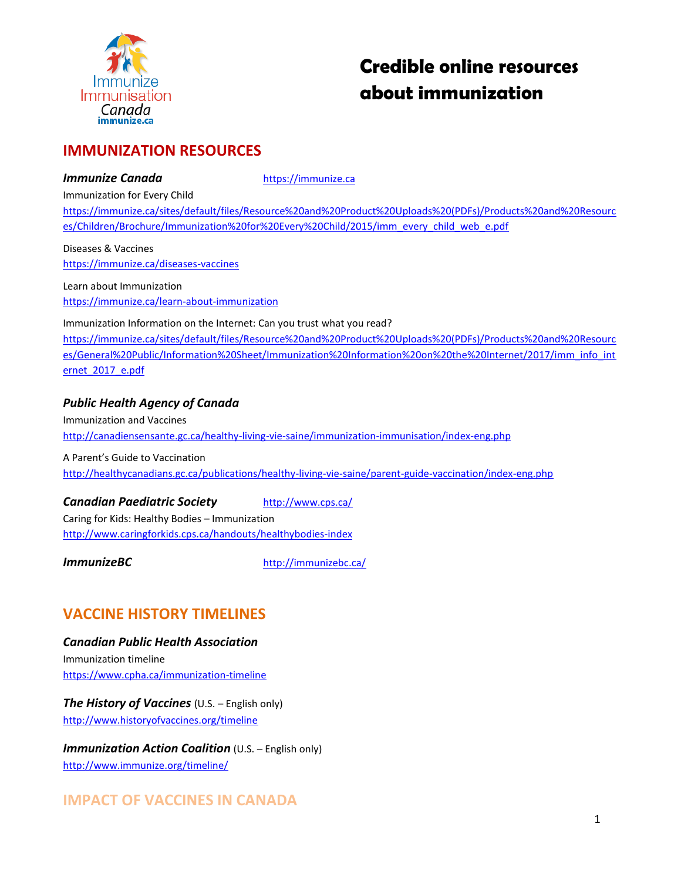# Credible online resources about immunization

## IMMUNIZATION RESOURCES

***Immunize Canada*** https://immunize.ca

Immunization for Every Child
https://immunize.ca/sites/default/files/Resource%20and%20Product%20Uploads%20(PDFs)/Products%20and%20Resources/Children/Brochure/Immunization%20for%20Every%20Child/2015/imm_every_child_web_e.pdf

Diseases & Vaccines
https://immunize.ca/diseases-vaccines

Learn about Immunization
https://immunize.ca/learn-about-immunization

Immunization Information on the Internet: Can you trust what you read?
https://immunize.ca/sites/default/files/Resource%20and%20Product%20Uploads%20(PDFs)/Products%20and%20Resources/General%20Public/Information%20Sheet/Immunization%20Information%20on%20the%20Internet/2017/imm_info_internet_2017_e.pdf

***Public Health Agency of Canada***

Immunization and Vaccines
http://canadiensensante.gc.ca/healthy-living-vie-saine/immunization-immunisation/index-eng.php

A Parent's Guide to Vaccination
http://healthycanadians.gc.ca/publications/healthy-living-vie-saine/parent-guide-vaccination/index-eng.php

***Canadian Paediatric Society*** http://www.cps.ca/

Caring for Kids: Healthy Bodies – Immunization
http://www.caringforkids.cps.ca/handouts/healthybodies-index

***ImmunizeBC*** http://immunizebc.ca/

## VACCINE HISTORY TIMELINES

***Canadian Public Health Association***

Immunization timeline
https://www.cpha.ca/immunization-timeline

***The History of Vaccines*** (U.S. – English only)
http://www.historyofvaccines.org/timeline

***Immunization Action Coalition*** (U.S. – English only)
http://www.immunize.org/timeline/

## IMPACT OF VACCINES IN CANADA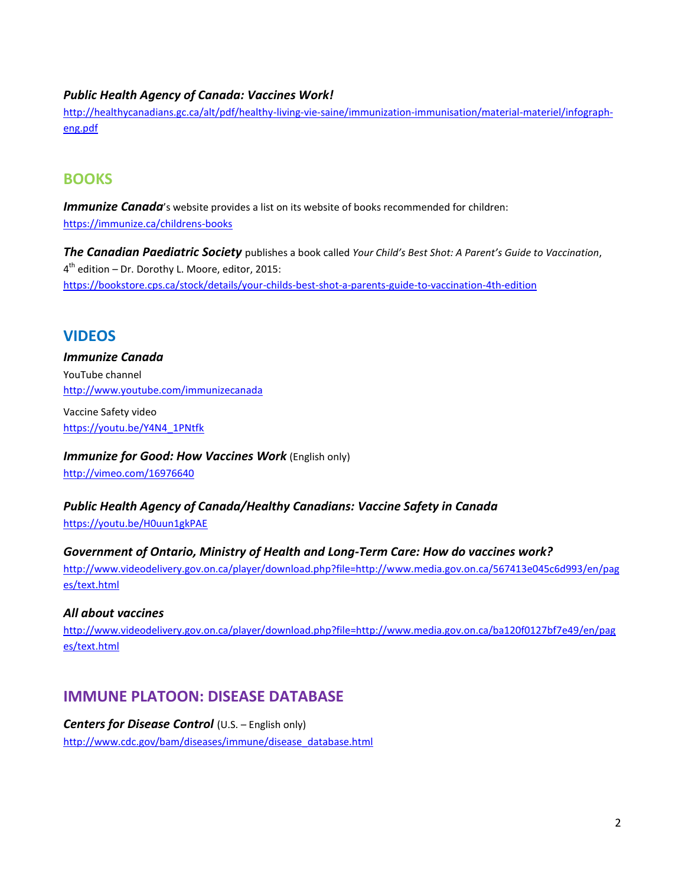***Public Health Agency of Canada: Vaccines Work!***

http://healthycanadians.gc.ca/alt/pdf/healthy-living-vie-saine/immunization-immunisation/material-materiel/infograph-eng.pdf

## BOOKS

***Immunize Canada***'s website provides a list on its website of books recommended for children: https://immunize.ca/childrens-books

***The Canadian Paediatric Society*** publishes a book called *Your Child's Best Shot: A Parent's Guide to Vaccination*, 4th edition – Dr. Dorothy L. Moore, editor, 2015: https://bookstore.cps.ca/stock/details/your-childs-best-shot-a-parents-guide-to-vaccination-4th-edition

## VIDEOS

***Immunize Canada***

YouTube channel
http://www.youtube.com/immunizecanada

Vaccine Safety video
https://youtu.be/Y4N4_1PNtfk

***Immunize for Good: How Vaccines Work*** (English only)
http://vimeo.com/16976640

***Public Health Agency of Canada/Healthy Canadians: Vaccine Safety in Canada***
https://youtu.be/H0uun1gkPAE

***Government of Ontario, Ministry of Health and Long-Term Care: How do vaccines work?***
http://www.videodelivery.gov.on.ca/player/download.php?file=http://www.media.gov.on.ca/567413e045c6d993/en/pages/text.html

***All about vaccines***
http://www.videodelivery.gov.on.ca/player/download.php?file=http://www.media.gov.on.ca/ba120f0127bf7e49/en/pages/text.html

## IMMUNE PLATOON: DISEASE DATABASE

***Centers for Disease Control*** (U.S. – English only)
http://www.cdc.gov/bam/diseases/immune/disease_database.html